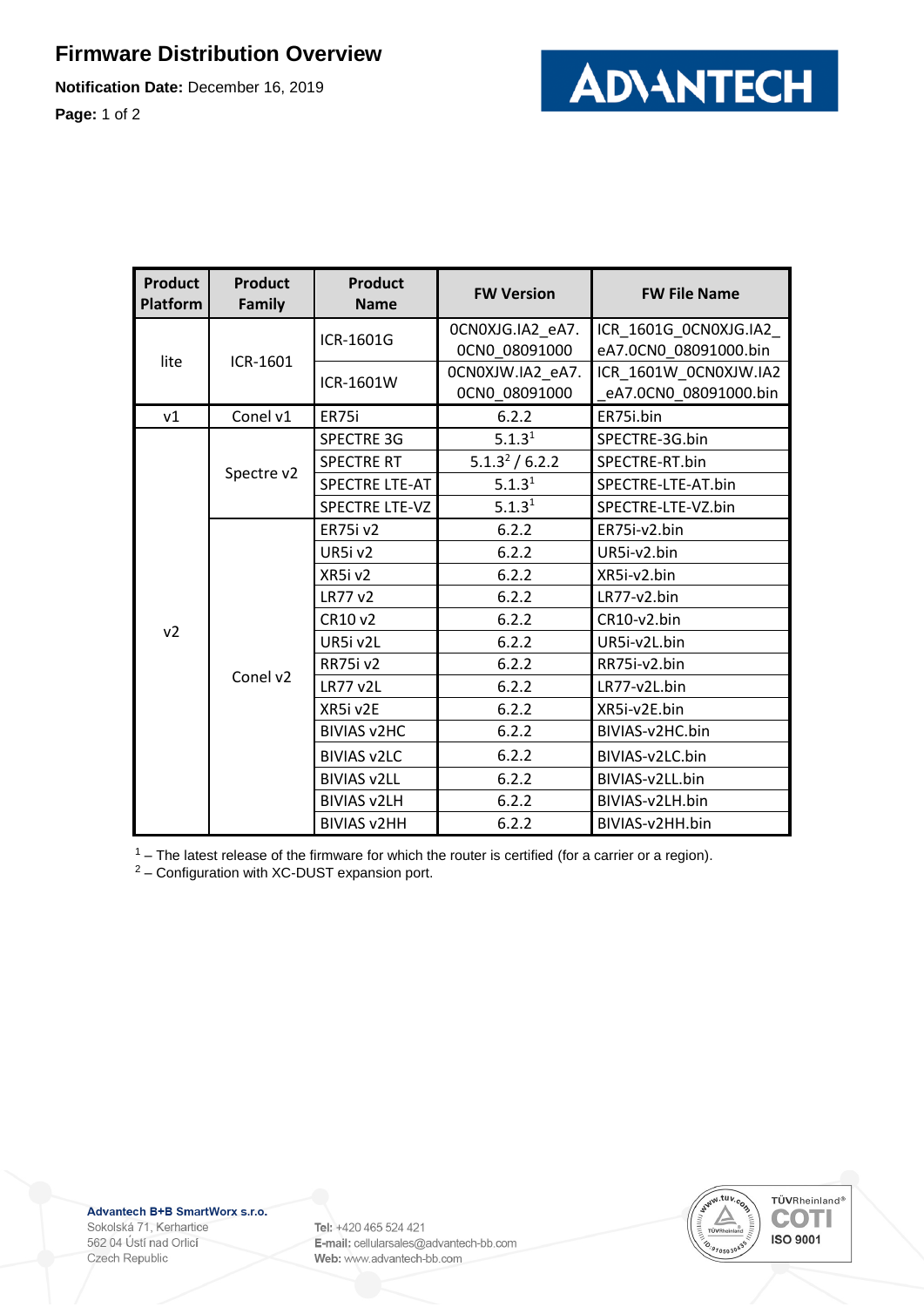# Firmware Distribution Overview

**Notification Date:** December 16, 2019

| Product Platform | Product Family | Product Name | FW Version | FW File Name |
|---|---|---|---|---|
| lite | ICR-1601 | ICR-1601G | 0CN0XJG.IA2_eA7.0CN0_08091000 | ICR_1601G_0CN0XJG.IA2_eA7.0CN0_08091000.bin |
| | | ICR-1601W | 0CN0XJW.IA2_eA7.0CN0_08091000 | ICR_1601W_0CN0XJW.IA2_eA7.0CN0_08091000.bin |
| v1 | Conel v1 | ER75i | 6.2.2 | ER75i.bin |
| v2 | Spectre v2 | SPECTRE 3G | 5.1.3[1] | SPECTRE-3G.bin |
| | | SPECTRE RT | 5.1.3[2] / 6.2.2 | SPECTRE-RT.bin |
| | | SPECTRE LTE-AT | 5.1.3[1] | SPECTRE-LTE-AT.bin |
| | | SPECTRE LTE-VZ | 5.1.3[1] | SPECTRE-LTE-VZ.bin |
| | Conel v2 | ER75i v2 | 6.2.2 | ER75i-v2.bin |
| | | UR5i v2 | 6.2.2 | UR5i-v2.bin |
| | | XR5i v2 | 6.2.2 | XR5i-v2.bin |
| | | LR77 v2 | 6.2.2 | LR77-v2.bin |
| | | CR10 v2 | 6.2.2 | CR10-v2.bin |
| | | UR5i v2L | 6.2.2 | UR5i-v2L.bin |
| | | RR75i v2 | 6.2.2 | RR75i-v2.bin |
| | | LR77 v2L | 6.2.2 | LR77-v2L.bin |
| | | XR5i v2E | 6.2.2 | XR5i-v2E.bin |
| | | BIVIAS v2HC | 6.2.2 | BIVIAS-v2HC.bin |
| | | BIVIAS v2LC | 6.2.2 | BIVIAS-v2LC.bin |
| | | BIVIAS v2LL | 6.2.2 | BIVIAS-v2LL.bin |
| | | BIVIAS v2LH | 6.2.2 | BIVIAS-v2LH.bin |
| | | BIVIAS v2HH | 6.2.2 | BIVIAS-v2HH.bin |

[1] – The latest release of the firmware for which the router is certified (for a carrier or a region).
[2] – Configuration with XC-DUST expansion port.

**Advantech B+B SmartWorx s.r.o.**
Sokolská 71, Kerhartice
562 04 Ústí nad Orlicí
Czech Republic

**Tel:** +420 465 524 421
**E-mail:** cellularsales@advantech-bb.com
**Web:** www.advantech-bb.com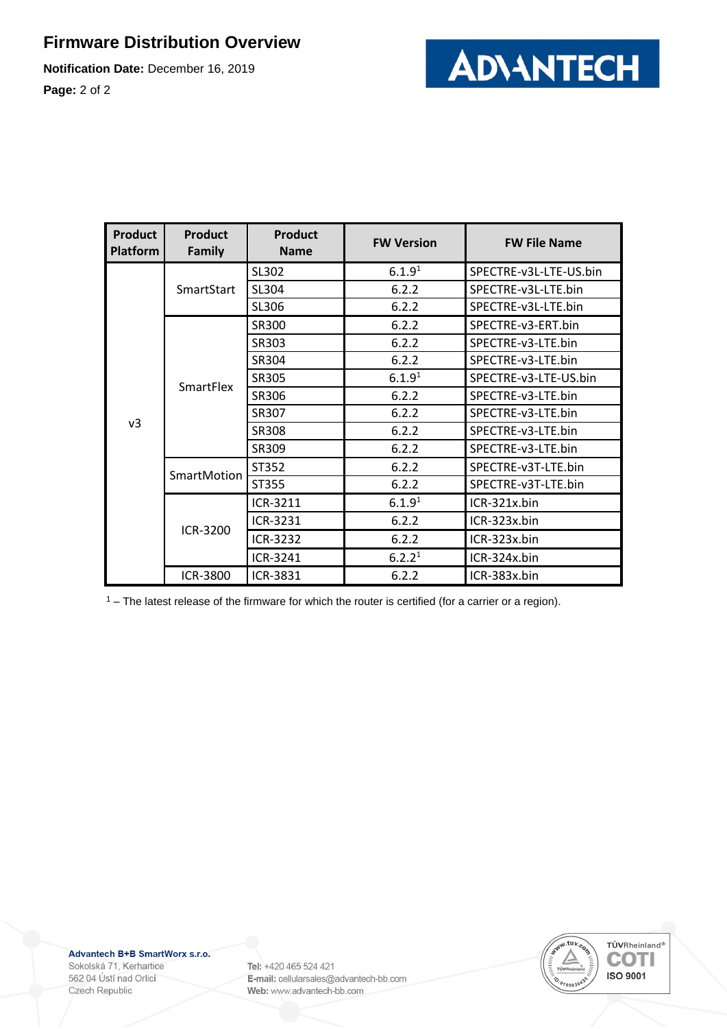# Firmware Distribution Overview

**Notification Date:** December 16, 2019

| Product Platform | Product Family | Product Name | FW Version | FW File Name |
|---|---|---|---|---|
| v3 | SmartStart | SL302 | 6.1.9[1] | SPECTRE-v3L-LTE-US.bin |
| | | SL304 | 6.2.2 | SPECTRE-v3L-LTE.bin |
| | | SL306 | 6.2.2 | SPECTRE-v3L-LTE.bin |
| | SmartFlex | SR300 | 6.2.2 | SPECTRE-v3-ERT.bin |
| | | SR303 | 6.2.2 | SPECTRE-v3-LTE.bin |
| | | SR304 | 6.2.2 | SPECTRE-v3-LTE.bin |
| | | SR305 | 6.1.9[1] | SPECTRE-v3-LTE-US.bin |
| | | SR306 | 6.2.2 | SPECTRE-v3-LTE.bin |
| | | SR307 | 6.2.2 | SPECTRE-v3-LTE.bin |
| | | SR308 | 6.2.2 | SPECTRE-v3-LTE.bin |
| | | SR309 | 6.2.2 | SPECTRE-v3-LTE.bin |
| | SmartMotion | ST352 | 6.2.2 | SPECTRE-v3T-LTE.bin |
| | | ST355 | 6.2.2 | SPECTRE-v3T-LTE.bin |
| | ICR-3200 | ICR-3211 | 6.1.9[1] | ICR-321x.bin |
| | | ICR-3231 | 6.2.2 | ICR-323x.bin |
| | | ICR-3232 | 6.2.2 | ICR-323x.bin |
| | | ICR-3241 | 6.2.2[1] | ICR-324x.bin |
| | ICR-3800 | ICR-3831 | 6.2.2 | ICR-383x.bin |

[1] – The latest release of the firmware for which the router is certified (for a carrier or a region).

**Advantech B+B SmartWorx s.r.o.**
Sokolská 71, Kerhartice
562 04 Ústí nad Orlicí
Czech Republic

**Tel:** +420 465 524 421
**E-mail:** cellularsales@advantech-bb.com
**Web:** www.advantech-bb.com